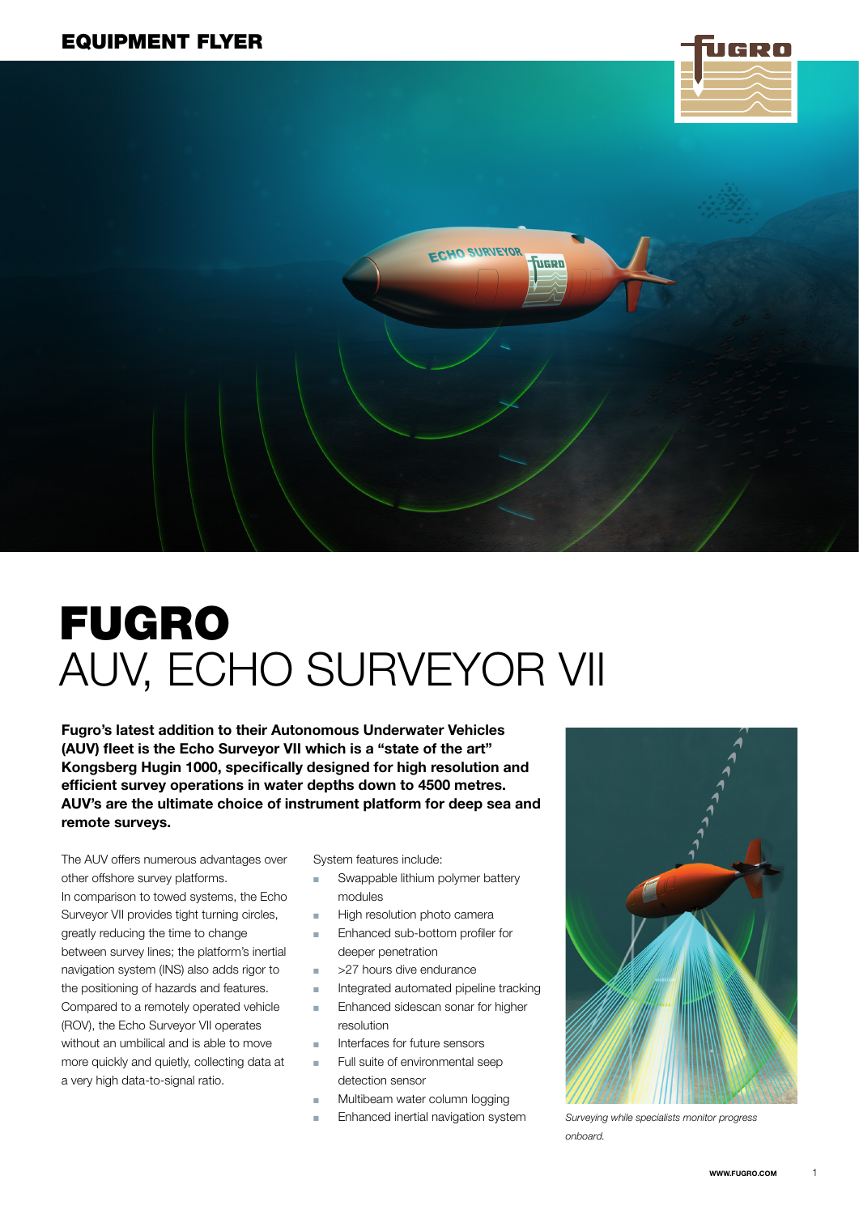EQUIPMENT FLYER

# FUGRO
# AUV, ECHO SURVEYOR VII

**Fugro's latest addition to their Autonomous Underwater Vehicles (AUV) fleet is the Echo Surveyor VII which is a "state of the art" Kongsberg Hugin 1000, specifically designed for high resolution and efficient survey operations in water depths down to 4500 metres. AUV's are the ultimate choice of instrument platform for deep sea and remote surveys.**

The AUV offers numerous advantages over other offshore survey platforms.
In comparison to towed systems, the Echo Surveyor VII provides tight turning circles, greatly reducing the time to change between survey lines; the platform's inertial navigation system (INS) also adds rigor to the positioning of hazards and features. Compared to a remotely operated vehicle (ROV), the Echo Surveyor VII operates without an umbilical and is able to move more quickly and quietly, collecting data at a very high data-to-signal ratio.

System features include:

- Swappable lithium polymer battery modules
- High resolution photo camera
- Enhanced sub-bottom profiler for deeper penetration
- >27 hours dive endurance
- Integrated automated pipeline tracking
- Enhanced sidescan sonar for higher resolution
- Interfaces for future sensors
- Full suite of environmental seep detection sensor
- Multibeam water column logging
- Enhanced inertial navigation system

*Surveying while specialists monitor progress onboard.*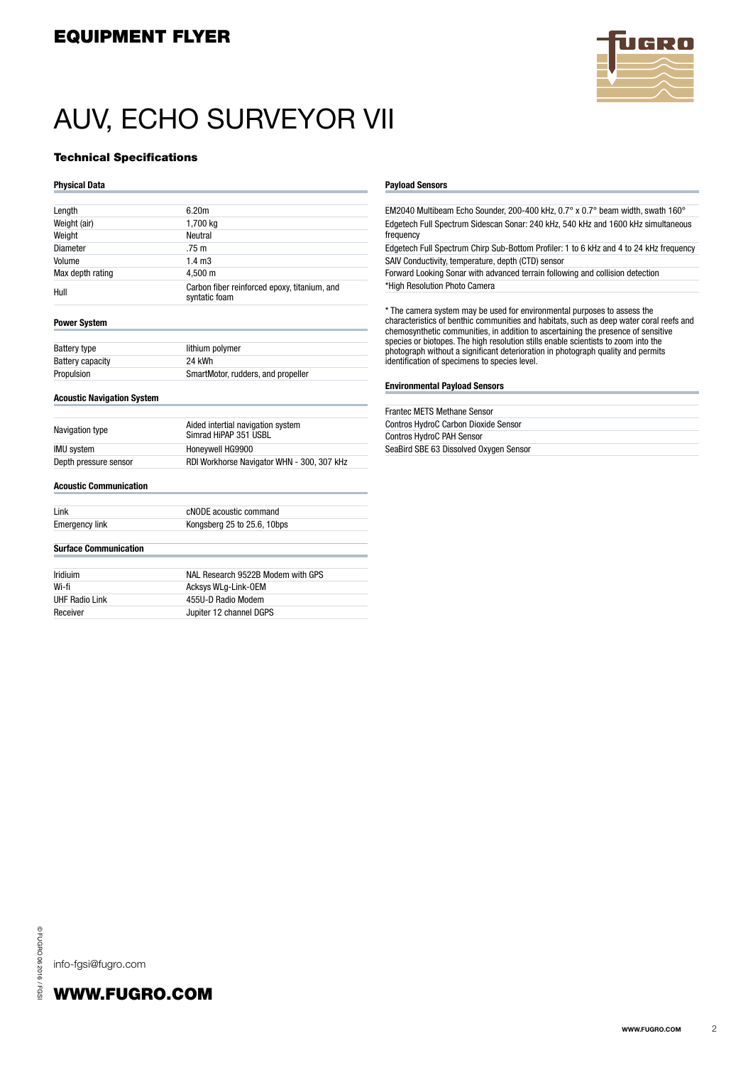## EQUIPMENT FLYER

# AUV, ECHO SURVEYOR VII

### Technical Specifications

**Physical Data**

| | |
|---|---|
| Length | 6.20m |
| Weight (air) | 1,700 kg |
| Weight | Neutral |
| Diameter | .75 m |
| Volume | 1.4 m3 |
| Max depth rating | 4,500 m |
| Hull | Carbon fiber reinforced epoxy, titanium, and syntatic foam |

**Power System**

| | |
|---|---|
| Battery type | lithium polymer |
| Battery capacity | 24 kWh |
| Propulsion | SmartMotor, rudders, and propeller |

**Acoustic Navigation System**

| | |
|---|---|
| Navigation type | Aided intertial navigation system Simrad HiPAP 351 USBL |
| IMU system | Honeywell HG9900 |
| Depth pressure sensor | RDI Workhorse Navigator WHN - 300, 307 kHz |

**Acoustic Communication**

| | |
|---|---|
| Link | cNODE acoustic command |
| Emergency link | Kongsberg 25 to 25.6, 10bps |

**Surface Communication**

| | |
|---|---|
| Iridiuim | NAL Research 9522B Modem with GPS |
| Wi-fi | Acksys WLg-Link-OEM |
| UHF Radio Link | 455U-D Radio Modem |
| Receiver | Jupiter 12 channel DGPS |

**Payload Sensors**

- EM2040 Multibeam Echo Sounder, 200-400 kHz, 0.7° x 0.7° beam width, swath 160°
- Edgetech Full Spectrum Sidescan Sonar: 240 kHz, 540 kHz and 1600 kHz simultaneous frequency
- Edgetech Full Spectrum Chirp Sub-Bottom Profiler: 1 to 6 kHz and 4 to 24 kHz frequency
- SAIV Conductivity, temperature, depth (CTD) sensor
- Forward Looking Sonar with advanced terrain following and collision detection
- *High Resolution Photo Camera

* The camera system may be used for environmental purposes to assess the characteristics of benthic communities and habitats, such as deep water coral reefs and chemosynthetic communities, in addition to ascertaining the presence of sensitive species or biotopes. The high resolution stills enable scientists to zoom into the photograph without a significant deterioration in photograph quality and permits identification of specimens to species level.

**Environmental Payload Sensors**

- Frantec METS Methane Sensor
- Contros HydroC Carbon Dioxide Sensor
- Contros HydroC PAH Sensor
- SeaBird SBE 63 Dissolved Oxygen Sensor

info-fgsi@fugro.com

**WWW.FUGRO.COM**

© FUGRO 06 2016 / FGSI